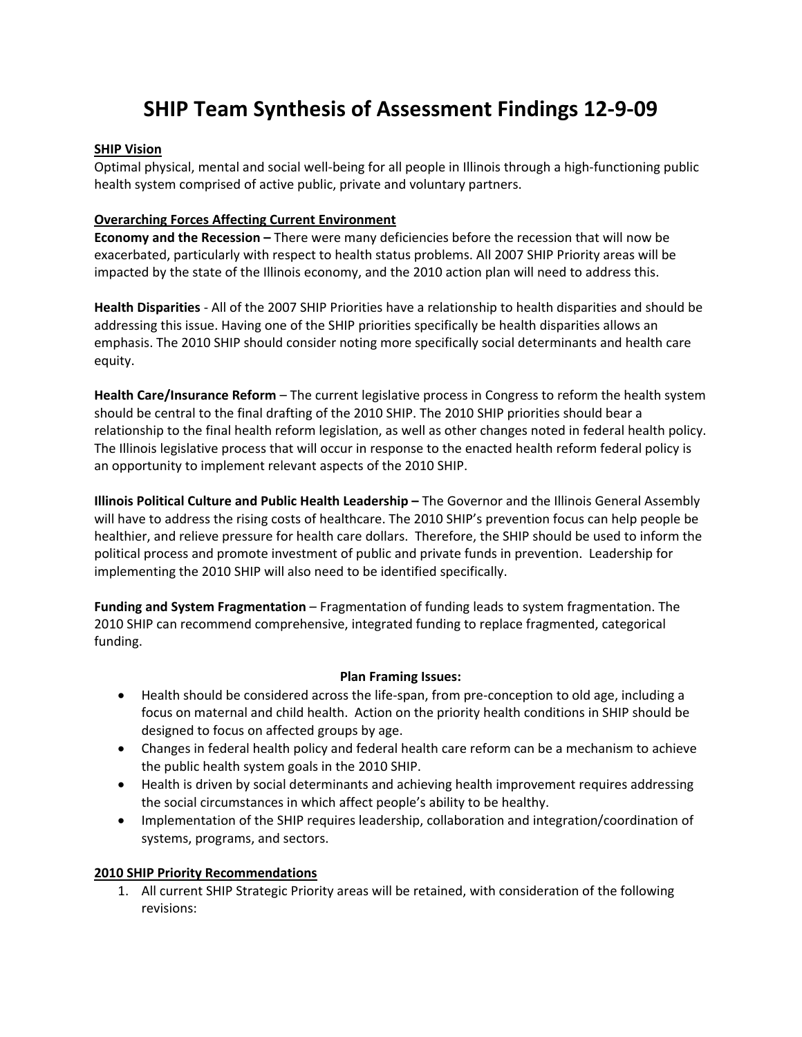# SHIP Team Synthesis of Assessment Findings 12-9-09

**SHIP Vision**

Optimal physical, mental and social well-being for all people in Illinois through a high-functioning public health system comprised of active public, private and voluntary partners.

**Overarching Forces Affecting Current Environment**

**Economy and the Recession –** There were many deficiencies before the recession that will now be exacerbated, particularly with respect to health status problems. All 2007 SHIP Priority areas will be impacted by the state of the Illinois economy, and the 2010 action plan will need to address this.

**Health Disparities** - All of the 2007 SHIP Priorities have a relationship to health disparities and should be addressing this issue. Having one of the SHIP priorities specifically be health disparities allows an emphasis. The 2010 SHIP should consider noting more specifically social determinants and health care equity.

**Health Care/Insurance Reform** – The current legislative process in Congress to reform the health system should be central to the final drafting of the 2010 SHIP. The 2010 SHIP priorities should bear a relationship to the final health reform legislation, as well as other changes noted in federal health policy. The Illinois legislative process that will occur in response to the enacted health reform federal policy is an opportunity to implement relevant aspects of the 2010 SHIP.

**Illinois Political Culture and Public Health Leadership –** The Governor and the Illinois General Assembly will have to address the rising costs of healthcare. The 2010 SHIP's prevention focus can help people be healthier, and relieve pressure for health care dollars. Therefore, the SHIP should be used to inform the political process and promote investment of public and private funds in prevention. Leadership for implementing the 2010 SHIP will also need to be identified specifically.

**Funding and System Fragmentation** – Fragmentation of funding leads to system fragmentation. The 2010 SHIP can recommend comprehensive, integrated funding to replace fragmented, categorical funding.

**Plan Framing Issues:**

- Health should be considered across the life-span, from pre-conception to old age, including a focus on maternal and child health. Action on the priority health conditions in SHIP should be designed to focus on affected groups by age.
- Changes in federal health policy and federal health care reform can be a mechanism to achieve the public health system goals in the 2010 SHIP.
- Health is driven by social determinants and achieving health improvement requires addressing the social circumstances in which affect people's ability to be healthy.
- Implementation of the SHIP requires leadership, collaboration and integration/coordination of systems, programs, and sectors.

**2010 SHIP Priority Recommendations**

1. All current SHIP Strategic Priority areas will be retained, with consideration of the following revisions: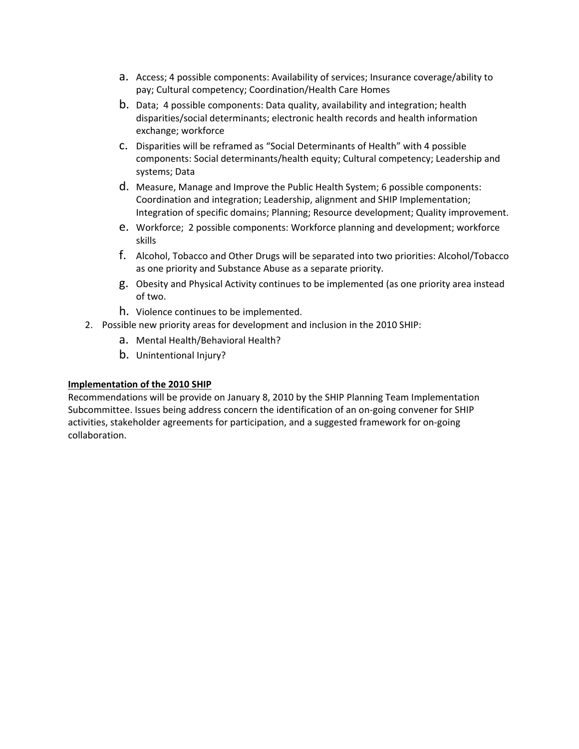a. Access; 4 possible components: Availability of services; Insurance coverage/ability to pay; Cultural competency; Coordination/Health Care Homes
   b. Data; 4 possible components: Data quality, availability and integration; health disparities/social determinants; electronic health records and health information exchange; workforce
   c. Disparities will be reframed as "Social Determinants of Health" with 4 possible components: Social determinants/health equity; Cultural competency; Leadership and systems; Data
   d. Measure, Manage and Improve the Public Health System; 6 possible components: Coordination and integration; Leadership, alignment and SHIP Implementation; Integration of specific domains; Planning; Resource development; Quality improvement.
   e. Workforce; 2 possible components: Workforce planning and development; workforce skills
   f. Alcohol, Tobacco and Other Drugs will be separated into two priorities: Alcohol/Tobacco as one priority and Substance Abuse as a separate priority.
   g. Obesity and Physical Activity continues to be implemented (as one priority area instead of two.
   h. Violence continues to be implemented.
2. Possible new priority areas for development and inclusion in the 2010 SHIP:
   a. Mental Health/Behavioral Health?
   b. Unintentional Injury?

**<u>Implementation of the 2010 SHIP</u>**

Recommendations will be provide on January 8, 2010 by the SHIP Planning Team Implementation Subcommittee. Issues being address concern the identification of an on-going convener for SHIP activities, stakeholder agreements for participation, and a suggested framework for on-going collaboration.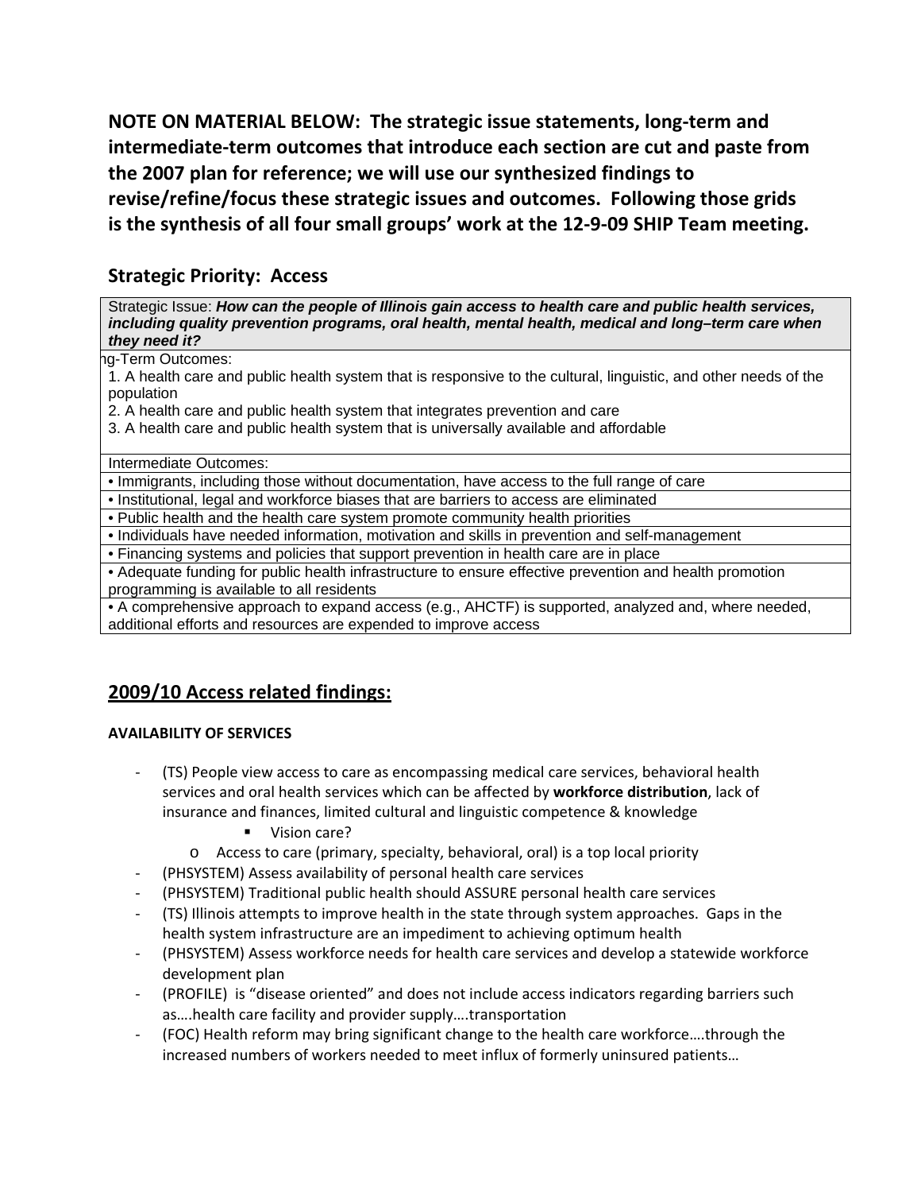**NOTE ON MATERIAL BELOW: The strategic issue statements, long-term and intermediate-term outcomes that introduce each section are cut and paste from the 2007 plan for reference; we will use our synthesized findings to revise/refine/focus these strategic issues and outcomes. Following those grids is the synthesis of all four small groups' work at the 12-9-09 SHIP Team meeting.**

## Strategic Priority: Access

| Strategic Issue: ***How can the people of Illinois gain access to health care and public health services, including quality prevention programs, oral health, mental health, medical and long–term care when they need it?*** |
|---|
| ng-Term Outcomes:<br>1. A health care and public health system that is responsive to the cultural, linguistic, and other needs of the population<br>2. A health care and public health system that integrates prevention and care<br>3. A health care and public health system that is universally available and affordable |
| Intermediate Outcomes: |
| • Immigrants, including those without documentation, have access to the full range of care |
| • Institutional, legal and workforce biases that are barriers to access are eliminated |
| • Public health and the health care system promote community health priorities |
| • Individuals have needed information, motivation and skills in prevention and self-management |
| • Financing systems and policies that support prevention in health care are in place |
| • Adequate funding for public health infrastructure to ensure effective prevention and health promotion programming is available to all residents |
| • A comprehensive approach to expand access (e.g., AHCTF) is supported, analyzed and, where needed, additional efforts and resources are expended to improve access |

## 2009/10 Access related findings:

**AVAILABILITY OF SERVICES**

- (TS) People view access to care as encompassing medical care services, behavioral health services and oral health services which can be affected by **workforce distribution**, lack of insurance and finances, limited cultural and linguistic competence & knowledge
    - Vision care?
  - Access to care (primary, specialty, behavioral, oral) is a top local priority
- (PHSYSTEM) Assess availability of personal health care services
- (PHSYSTEM) Traditional public health should ASSURE personal health care services
- (TS) Illinois attempts to improve health in the state through system approaches. Gaps in the health system infrastructure are an impediment to achieving optimum health
- (PHSYSTEM) Assess workforce needs for health care services and develop a statewide workforce development plan
- (PROFILE) is "disease oriented" and does not include access indicators regarding barriers such as….health care facility and provider supply….transportation
- (FOC) Health reform may bring significant change to the health care workforce….through the increased numbers of workers needed to meet influx of formerly uninsured patients…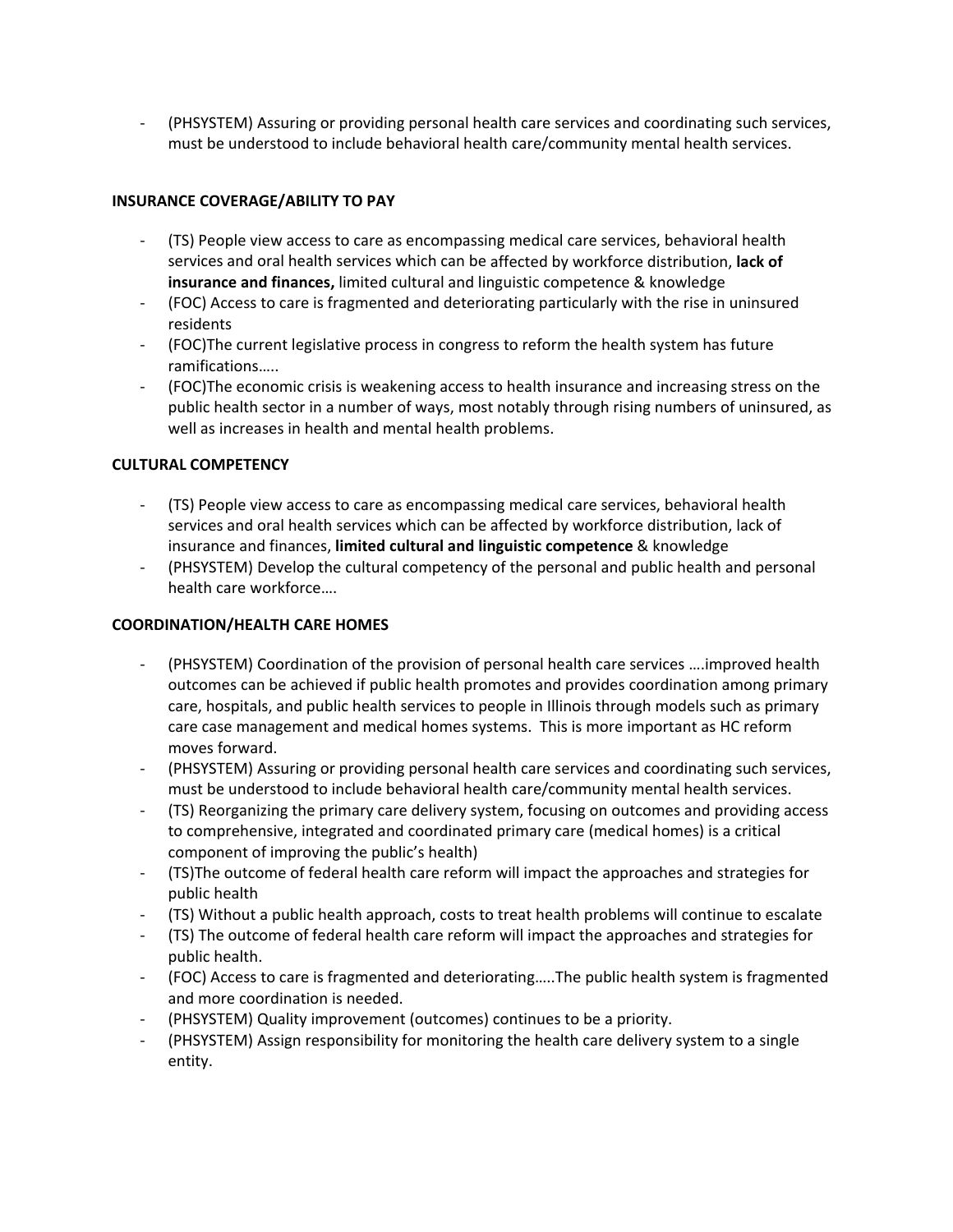- (PHSYSTEM) Assuring or providing personal health care services and coordinating such services, must be understood to include behavioral health care/community mental health services.

**INSURANCE COVERAGE/ABILITY TO PAY**

- (TS) People view access to care as encompassing medical care services, behavioral health services and oral health services which can be affected by workforce distribution, **lack of insurance and finances,** limited cultural and linguistic competence & knowledge
- (FOC) Access to care is fragmented and deteriorating particularly with the rise in uninsured residents
- (FOC)The current legislative process in congress to reform the health system has future ramifications…..
- (FOC)The economic crisis is weakening access to health insurance and increasing stress on the public health sector in a number of ways, most notably through rising numbers of uninsured, as well as increases in health and mental health problems.

**CULTURAL COMPETENCY**

- (TS) People view access to care as encompassing medical care services, behavioral health services and oral health services which can be affected by workforce distribution, lack of insurance and finances, **limited cultural and linguistic competence** & knowledge
- (PHSYSTEM) Develop the cultural competency of the personal and public health and personal health care workforce….

**COORDINATION/HEALTH CARE HOMES**

- (PHSYSTEM) Coordination of the provision of personal health care services ….improved health outcomes can be achieved if public health promotes and provides coordination among primary care, hospitals, and public health services to people in Illinois through models such as primary care case management and medical homes systems. This is more important as HC reform moves forward.
- (PHSYSTEM) Assuring or providing personal health care services and coordinating such services, must be understood to include behavioral health care/community mental health services.
- (TS) Reorganizing the primary care delivery system, focusing on outcomes and providing access to comprehensive, integrated and coordinated primary care (medical homes) is a critical component of improving the public's health)
- (TS)The outcome of federal health care reform will impact the approaches and strategies for public health
- (TS) Without a public health approach, costs to treat health problems will continue to escalate
- (TS) The outcome of federal health care reform will impact the approaches and strategies for public health.
- (FOC) Access to care is fragmented and deteriorating…..The public health system is fragmented and more coordination is needed.
- (PHSYSTEM) Quality improvement (outcomes) continues to be a priority.
- (PHSYSTEM) Assign responsibility for monitoring the health care delivery system to a single entity.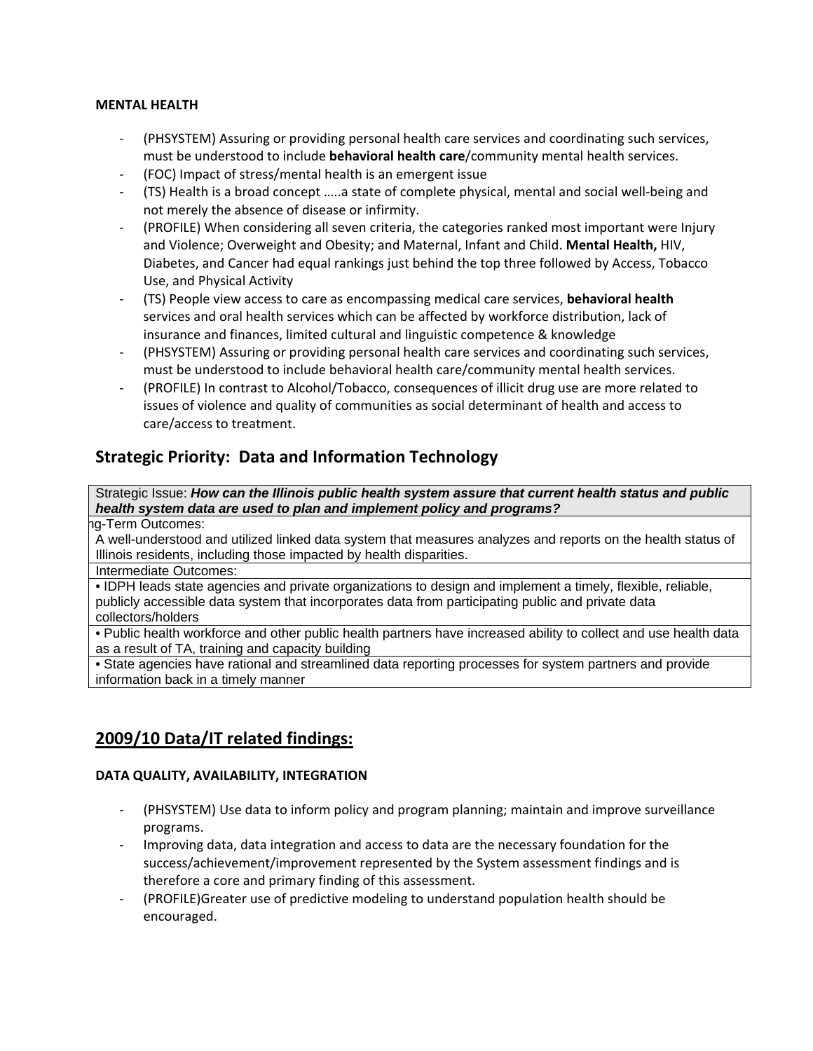**MENTAL HEALTH**

- (PHSYSTEM) Assuring or providing personal health care services and coordinating such services, must be understood to include **behavioral health care**/community mental health services.
- (FOC) Impact of stress/mental health is an emergent issue
- (TS) Health is a broad concept …..a state of complete physical, mental and social well-being and not merely the absence of disease or infirmity.
- (PROFILE) When considering all seven criteria, the categories ranked most important were Injury and Violence; Overweight and Obesity; and Maternal, Infant and Child. **Mental Health,** HIV, Diabetes, and Cancer had equal rankings just behind the top three followed by Access, Tobacco Use, and Physical Activity
- (TS) People view access to care as encompassing medical care services, **behavioral health** services and oral health services which can be affected by workforce distribution, lack of insurance and finances, limited cultural and linguistic competence & knowledge
- (PHSYSTEM) Assuring or providing personal health care services and coordinating such services, must be understood to include behavioral health care/community mental health services.
- (PROFILE) In contrast to Alcohol/Tobacco, consequences of illicit drug use are more related to issues of violence and quality of communities as social determinant of health and access to care/access to treatment.

## Strategic Priority: Data and Information Technology

| Strategic Issue: ***How can the Illinois public health system assure that current health status and public health system data are used to plan and implement policy and programs?*** |
|---|
| ng-Term Outcomes: |
| A well-understood and utilized linked data system that measures analyzes and reports on the health status of Illinois residents, including those impacted by health disparities. |
| Intermediate Outcomes: |
| • IDPH leads state agencies and private organizations to design and implement a timely, flexible, reliable, publicly accessible data system that incorporates data from participating public and private data collectors/holders |
| • Public health workforce and other public health partners have increased ability to collect and use health data as a result of TA, training and capacity building |
| • State agencies have rational and streamlined data reporting processes for system partners and provide information back in a timely manner |

## <u>2009/10 Data/IT related findings:</u>

**DATA QUALITY, AVAILABILITY, INTEGRATION**

- (PHSYSTEM) Use data to inform policy and program planning; maintain and improve surveillance programs.
- Improving data, data integration and access to data are the necessary foundation for the success/achievement/improvement represented by the System assessment findings and is therefore a core and primary finding of this assessment.
- (PROFILE)Greater use of predictive modeling to understand population health should be encouraged.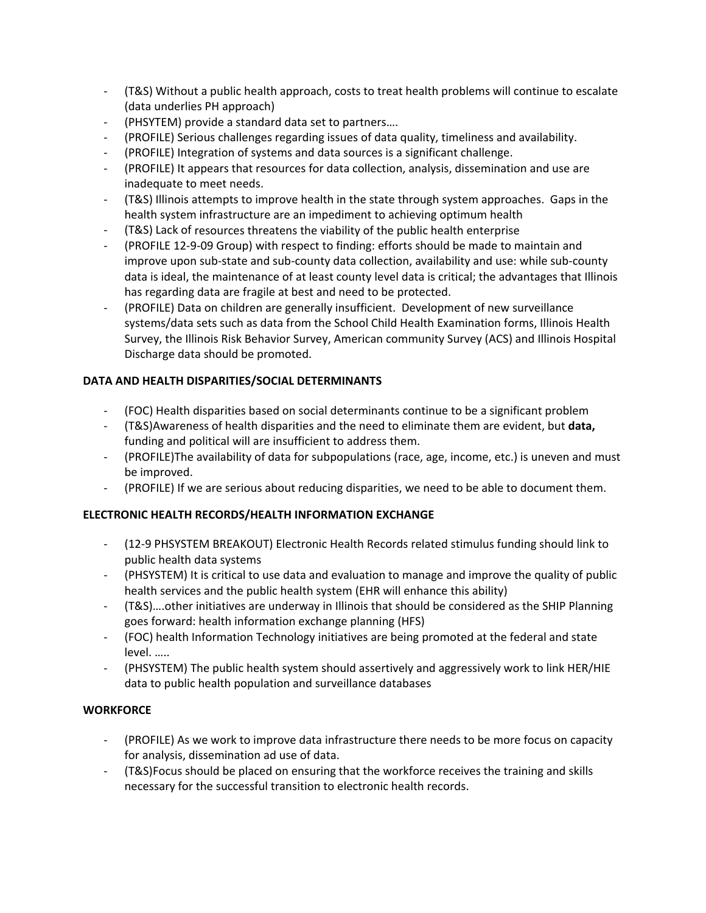- (T&S) Without a public health approach, costs to treat health problems will continue to escalate (data underlies PH approach)
- (PHSYTEM) provide a standard data set to partners….
- (PROFILE) Serious challenges regarding issues of data quality, timeliness and availability.
- (PROFILE) Integration of systems and data sources is a significant challenge.
- (PROFILE) It appears that resources for data collection, analysis, dissemination and use are inadequate to meet needs.
- (T&S) Illinois attempts to improve health in the state through system approaches. Gaps in the health system infrastructure are an impediment to achieving optimum health
- (T&S) Lack of resources threatens the viability of the public health enterprise
- (PROFILE 12-9-09 Group) with respect to finding: efforts should be made to maintain and improve upon sub-state and sub-county data collection, availability and use: while sub-county data is ideal, the maintenance of at least county level data is critical; the advantages that Illinois has regarding data are fragile at best and need to be protected.
- (PROFILE) Data on children are generally insufficient. Development of new surveillance systems/data sets such as data from the School Child Health Examination forms, Illinois Health Survey, the Illinois Risk Behavior Survey, American community Survey (ACS) and Illinois Hospital Discharge data should be promoted.

**DATA AND HEALTH DISPARITIES/SOCIAL DETERMINANTS**

- (FOC) Health disparities based on social determinants continue to be a significant problem
- (T&S)Awareness of health disparities and the need to eliminate them are evident, but **data,** funding and political will are insufficient to address them.
- (PROFILE)The availability of data for subpopulations (race, age, income, etc.) is uneven and must be improved.
- (PROFILE) If we are serious about reducing disparities, we need to be able to document them.

**ELECTRONIC HEALTH RECORDS/HEALTH INFORMATION EXCHANGE**

- (12-9 PHSYSTEM BREAKOUT) Electronic Health Records related stimulus funding should link to public health data systems
- (PHSYSTEM) It is critical to use data and evaluation to manage and improve the quality of public health services and the public health system (EHR will enhance this ability)
- (T&S)….other initiatives are underway in Illinois that should be considered as the SHIP Planning goes forward: health information exchange planning (HFS)
- (FOC) health Information Technology initiatives are being promoted at the federal and state level. …..
- (PHSYSTEM) The public health system should assertively and aggressively work to link HER/HIE data to public health population and surveillance databases

**WORKFORCE**

- (PROFILE) As we work to improve data infrastructure there needs to be more focus on capacity for analysis, dissemination ad use of data.
- (T&S)Focus should be placed on ensuring that the workforce receives the training and skills necessary for the successful transition to electronic health records.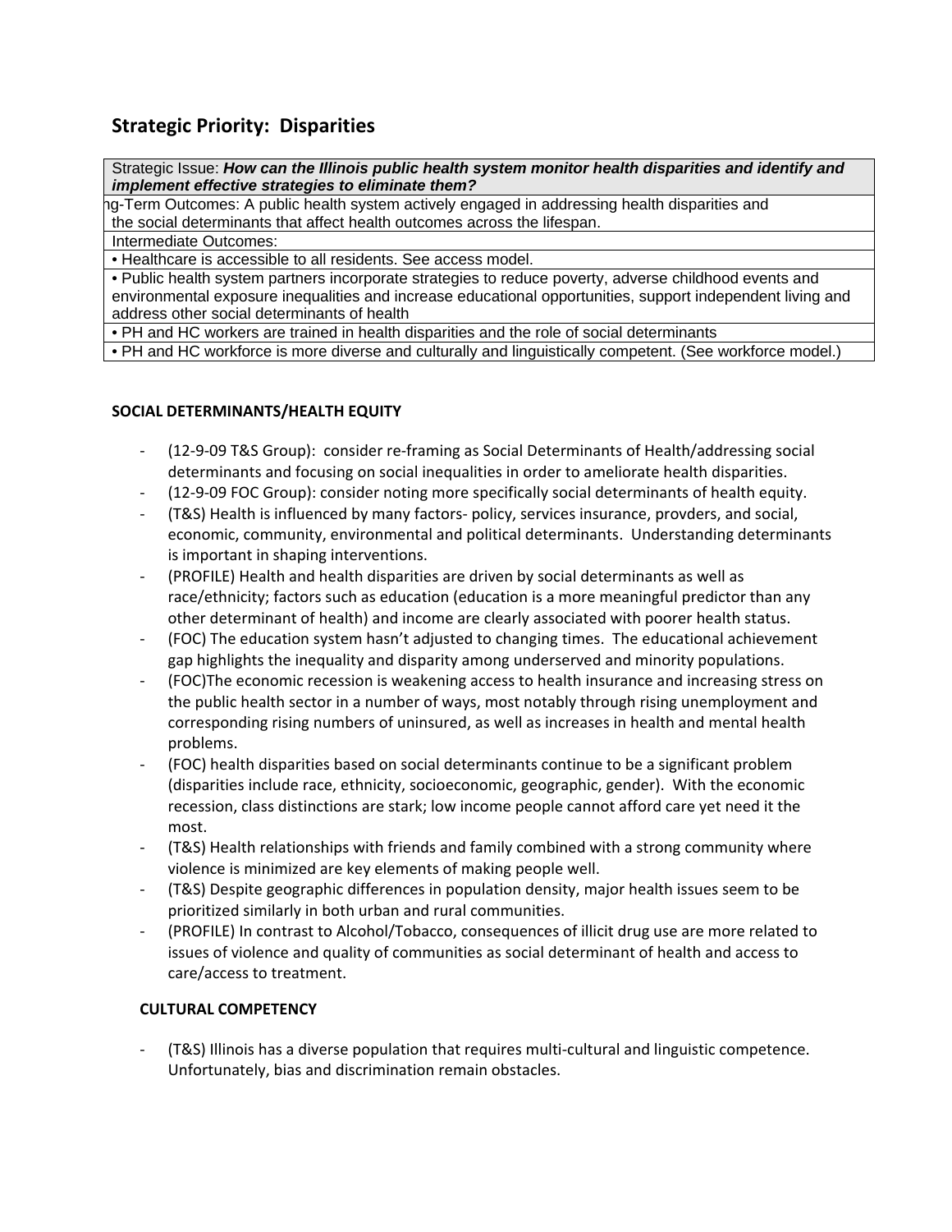## Strategic Priority: Disparities

| Strategic Issue: ***How can the Illinois public health system monitor health disparities and identify and implement effective strategies to eliminate them?*** |
|---|
| ng-Term Outcomes: A public health system actively engaged in addressing health disparities and the social determinants that affect health outcomes across the lifespan. |
| Intermediate Outcomes: |
| • Healthcare is accessible to all residents. See access model. |
| • Public health system partners incorporate strategies to reduce poverty, adverse childhood events and environmental exposure inequalities and increase educational opportunities, support independent living and address other social determinants of health |
| • PH and HC workers are trained in health disparities and the role of social determinants |
| • PH and HC workforce is more diverse and culturally and linguistically competent. (See workforce model.) |

### SOCIAL DETERMINANTS/HEALTH EQUITY

- (12-9-09 T&S Group): consider re-framing as Social Determinants of Health/addressing social determinants and focusing on social inequalities in order to ameliorate health disparities.
- (12-9-09 FOC Group): consider noting more specifically social determinants of health equity.
- (T&S) Health is influenced by many factors- policy, services insurance, provders, and social, economic, community, environmental and political determinants. Understanding determinants is important in shaping interventions.
- (PROFILE) Health and health disparities are driven by social determinants as well as race/ethnicity; factors such as education (education is a more meaningful predictor than any other determinant of health) and income are clearly associated with poorer health status.
- (FOC) The education system hasn't adjusted to changing times. The educational achievement gap highlights the inequality and disparity among underserved and minority populations.
- (FOC)The economic recession is weakening access to health insurance and increasing stress on the public health sector in a number of ways, most notably through rising unemployment and corresponding rising numbers of uninsured, as well as increases in health and mental health problems.
- (FOC) health disparities based on social determinants continue to be a significant problem (disparities include race, ethnicity, socioeconomic, geographic, gender). With the economic recession, class distinctions are stark; low income people cannot afford care yet need it the most.
- (T&S) Health relationships with friends and family combined with a strong community where violence is minimized are key elements of making people well.
- (T&S) Despite geographic differences in population density, major health issues seem to be prioritized similarly in both urban and rural communities.
- (PROFILE) In contrast to Alcohol/Tobacco, consequences of illicit drug use are more related to issues of violence and quality of communities as social determinant of health and access to care/access to treatment.

### CULTURAL COMPETENCY

- (T&S) Illinois has a diverse population that requires multi-cultural and linguistic competence. Unfortunately, bias and discrimination remain obstacles.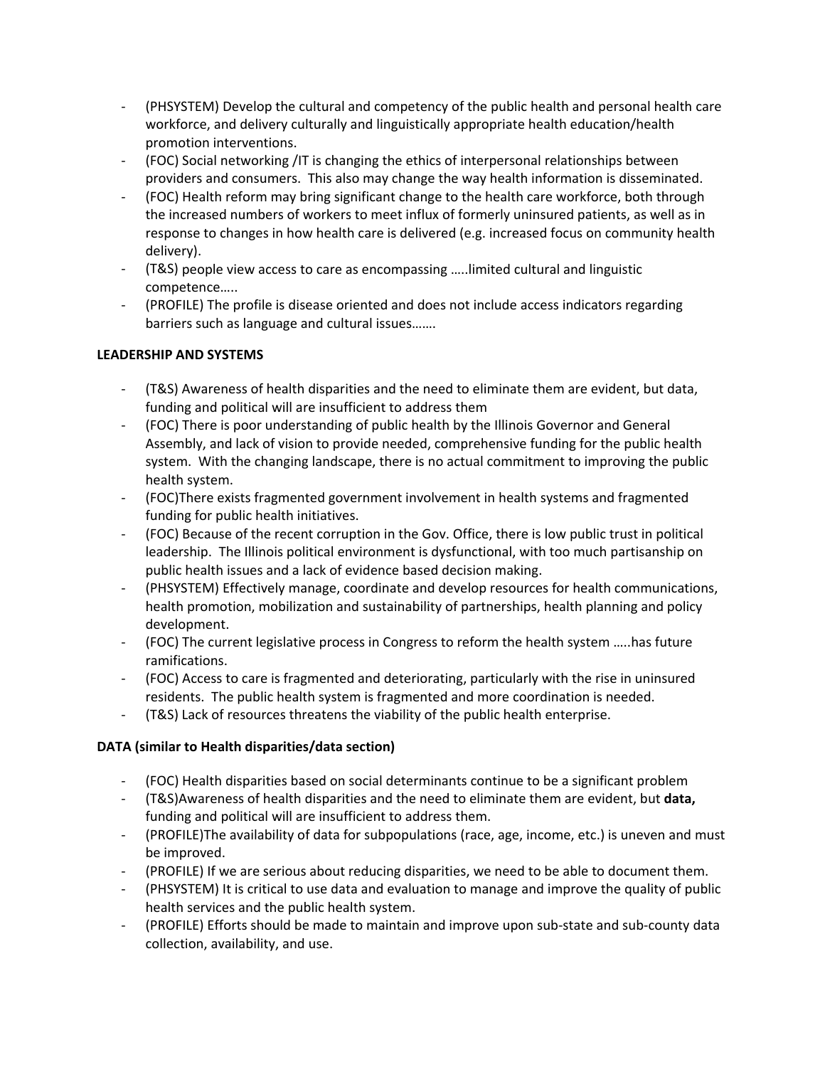- (PHSYSTEM) Develop the cultural and competency of the public health and personal health care workforce, and delivery culturally and linguistically appropriate health education/health promotion interventions.
- (FOC) Social networking /IT is changing the ethics of interpersonal relationships between providers and consumers. This also may change the way health information is disseminated.
- (FOC) Health reform may bring significant change to the health care workforce, both through the increased numbers of workers to meet influx of formerly uninsured patients, as well as in response to changes in how health care is delivered (e.g. increased focus on community health delivery).
- (T&S) people view access to care as encompassing …..limited cultural and linguistic competence…..
- (PROFILE) The profile is disease oriented and does not include access indicators regarding barriers such as language and cultural issues…….

**LEADERSHIP AND SYSTEMS**

- (T&S) Awareness of health disparities and the need to eliminate them are evident, but data, funding and political will are insufficient to address them
- (FOC) There is poor understanding of public health by the Illinois Governor and General Assembly, and lack of vision to provide needed, comprehensive funding for the public health system. With the changing landscape, there is no actual commitment to improving the public health system.
- (FOC)There exists fragmented government involvement in health systems and fragmented funding for public health initiatives.
- (FOC) Because of the recent corruption in the Gov. Office, there is low public trust in political leadership. The Illinois political environment is dysfunctional, with too much partisanship on public health issues and a lack of evidence based decision making.
- (PHSYSTEM) Effectively manage, coordinate and develop resources for health communications, health promotion, mobilization and sustainability of partnerships, health planning and policy development.
- (FOC) The current legislative process in Congress to reform the health system …..has future ramifications.
- (FOC) Access to care is fragmented and deteriorating, particularly with the rise in uninsured residents. The public health system is fragmented and more coordination is needed.
- (T&S) Lack of resources threatens the viability of the public health enterprise.

**DATA (similar to Health disparities/data section)**

- (FOC) Health disparities based on social determinants continue to be a significant problem
- (T&S)Awareness of health disparities and the need to eliminate them are evident, but **data,** funding and political will are insufficient to address them.
- (PROFILE)The availability of data for subpopulations (race, age, income, etc.) is uneven and must be improved.
- (PROFILE) If we are serious about reducing disparities, we need to be able to document them.
- (PHSYSTEM) It is critical to use data and evaluation to manage and improve the quality of public health services and the public health system.
- (PROFILE) Efforts should be made to maintain and improve upon sub-state and sub-county data collection, availability, and use.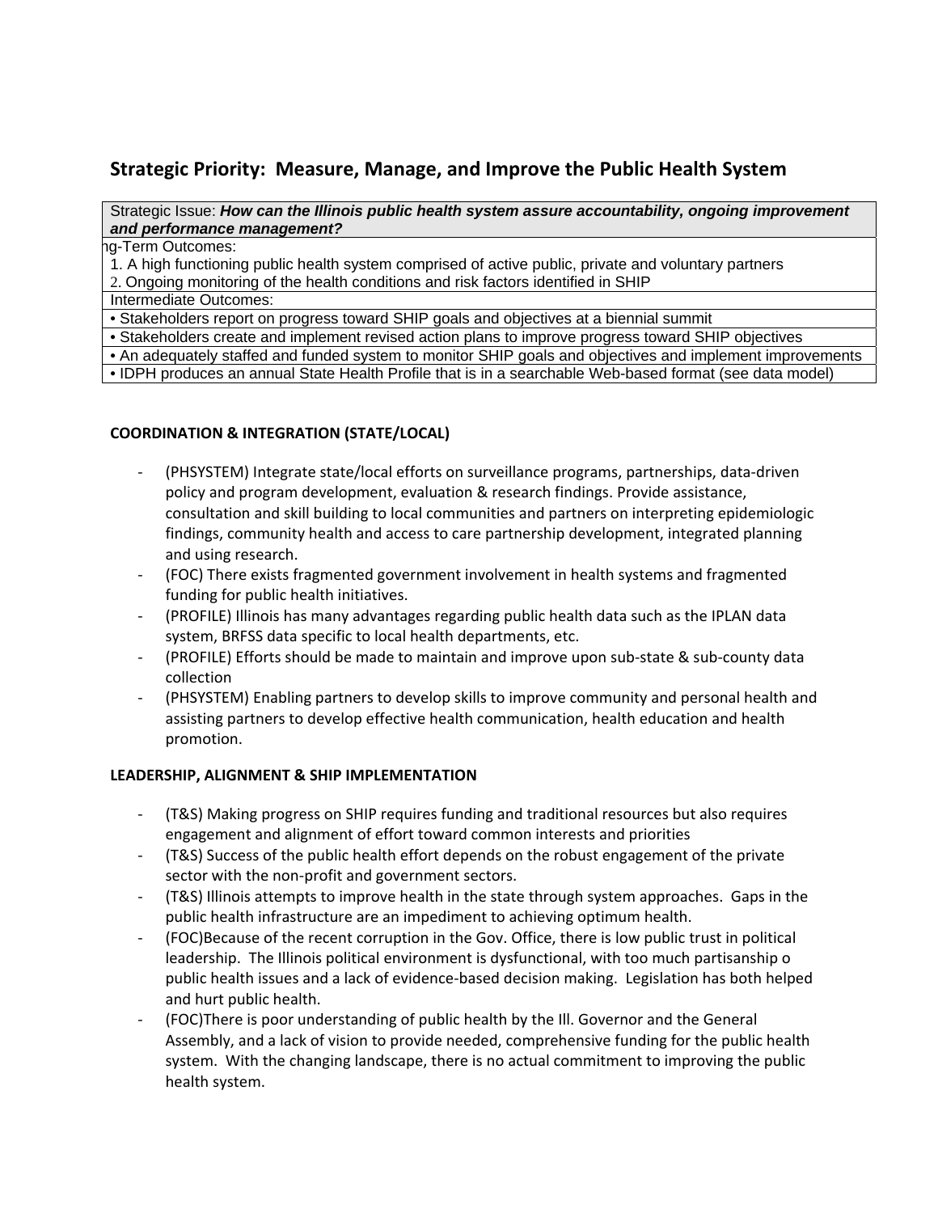## Strategic Priority: Measure, Manage, and Improve the Public Health System

| Strategic Issue: ***How can the Illinois public health system assure accountability, ongoing improvement and performance management?*** |
|---|
| ng-Term Outcomes: |
| 1. A high functioning public health system comprised of active public, private and voluntary partners<br>2. Ongoing monitoring of the health conditions and risk factors identified in SHIP |
| Intermediate Outcomes: |
| • Stakeholders report on progress toward SHIP goals and objectives at a biennial summit |
| • Stakeholders create and implement revised action plans to improve progress toward SHIP objectives |
| • An adequately staffed and funded system to monitor SHIP goals and objectives and implement improvements |
| • IDPH produces an annual State Health Profile that is in a searchable Web-based format (see data model) |

**COORDINATION & INTEGRATION (STATE/LOCAL)**

- (PHSYSTEM) Integrate state/local efforts on surveillance programs, partnerships, data-driven policy and program development, evaluation & research findings. Provide assistance, consultation and skill building to local communities and partners on interpreting epidemiologic findings, community health and access to care partnership development, integrated planning and using research.
- (FOC) There exists fragmented government involvement in health systems and fragmented funding for public health initiatives.
- (PROFILE) Illinois has many advantages regarding public health data such as the IPLAN data system, BRFSS data specific to local health departments, etc.
- (PROFILE) Efforts should be made to maintain and improve upon sub-state & sub-county data collection
- (PHSYSTEM) Enabling partners to develop skills to improve community and personal health and assisting partners to develop effective health communication, health education and health promotion.

**LEADERSHIP, ALIGNMENT & SHIP IMPLEMENTATION**

- (T&S) Making progress on SHIP requires funding and traditional resources but also requires engagement and alignment of effort toward common interests and priorities
- (T&S) Success of the public health effort depends on the robust engagement of the private sector with the non-profit and government sectors.
- (T&S) Illinois attempts to improve health in the state through system approaches. Gaps in the public health infrastructure are an impediment to achieving optimum health.
- (FOC)Because of the recent corruption in the Gov. Office, there is low public trust in political leadership. The Illinois political environment is dysfunctional, with too much partisanship o public health issues and a lack of evidence-based decision making. Legislation has both helped and hurt public health.
- (FOC)There is poor understanding of public health by the Ill. Governor and the General Assembly, and a lack of vision to provide needed, comprehensive funding for the public health system. With the changing landscape, there is no actual commitment to improving the public health system.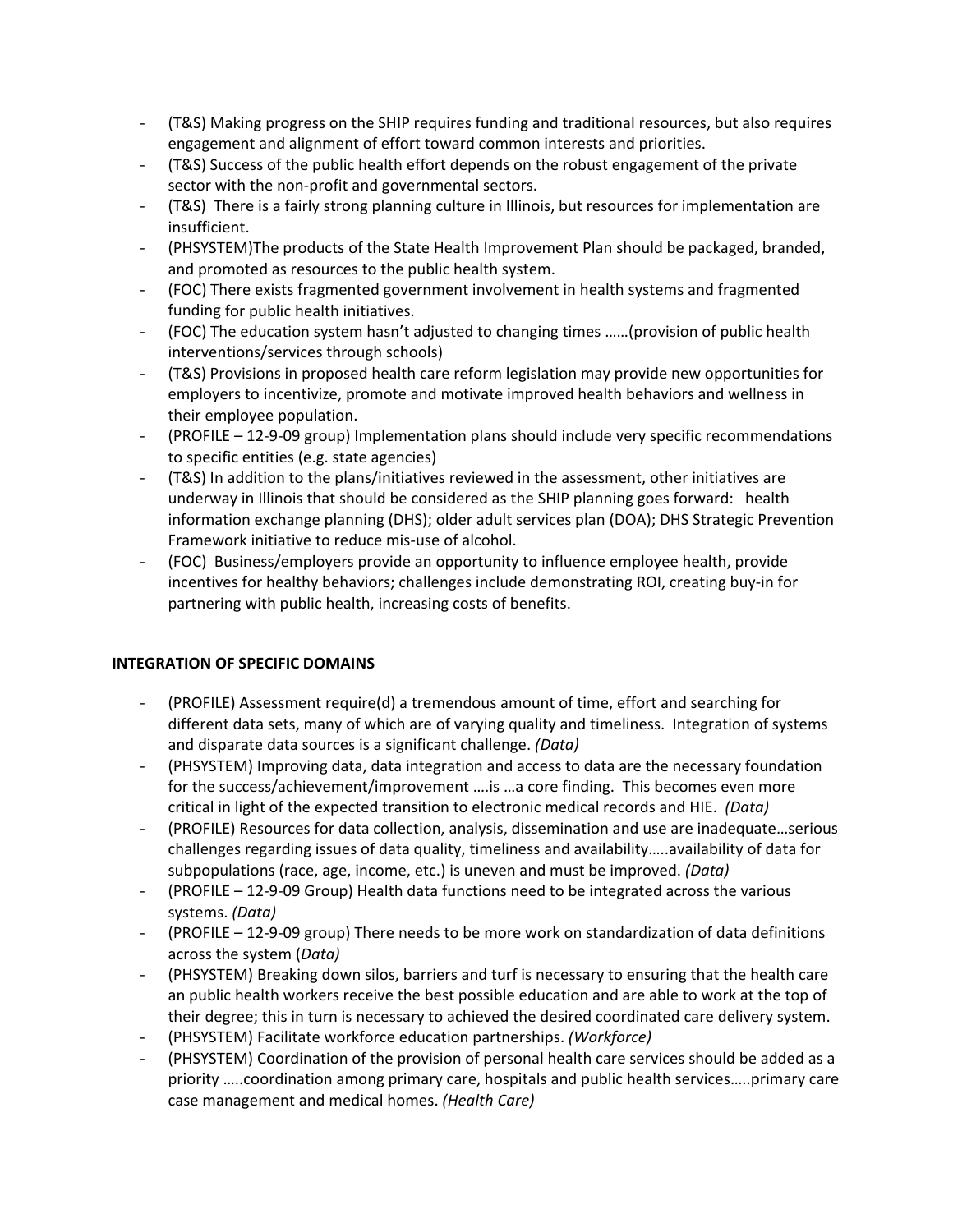- (T&S) Making progress on the SHIP requires funding and traditional resources, but also requires engagement and alignment of effort toward common interests and priorities.
- (T&S) Success of the public health effort depends on the robust engagement of the private sector with the non-profit and governmental sectors.
- (T&S) There is a fairly strong planning culture in Illinois, but resources for implementation are insufficient.
- (PHSYSTEM)The products of the State Health Improvement Plan should be packaged, branded, and promoted as resources to the public health system.
- (FOC) There exists fragmented government involvement in health systems and fragmented funding for public health initiatives.
- (FOC) The education system hasn't adjusted to changing times ……(provision of public health interventions/services through schools)
- (T&S) Provisions in proposed health care reform legislation may provide new opportunities for employers to incentivize, promote and motivate improved health behaviors and wellness in their employee population.
- (PROFILE – 12-9-09 group) Implementation plans should include very specific recommendations to specific entities (e.g. state agencies)
- (T&S) In addition to the plans/initiatives reviewed in the assessment, other initiatives are underway in Illinois that should be considered as the SHIP planning goes forward: health information exchange planning (DHS); older adult services plan (DOA); DHS Strategic Prevention Framework initiative to reduce mis-use of alcohol.
- (FOC) Business/employers provide an opportunity to influence employee health, provide incentives for healthy behaviors; challenges include demonstrating ROI, creating buy-in for partnering with public health, increasing costs of benefits.

**INTEGRATION OF SPECIFIC DOMAINS**

- (PROFILE) Assessment require(d) a tremendous amount of time, effort and searching for different data sets, many of which are of varying quality and timeliness. Integration of systems and disparate data sources is a significant challenge. *(Data)*
- (PHSYSTEM) Improving data, data integration and access to data are the necessary foundation for the success/achievement/improvement ….is …a core finding. This becomes even more critical in light of the expected transition to electronic medical records and HIE. *(Data)*
- (PROFILE) Resources for data collection, analysis, dissemination and use are inadequate…serious challenges regarding issues of data quality, timeliness and availability…..availability of data for subpopulations (race, age, income, etc.) is uneven and must be improved. *(Data)*
- (PROFILE – 12-9-09 Group) Health data functions need to be integrated across the various systems. *(Data)*
- (PROFILE – 12-9-09 group) There needs to be more work on standardization of data definitions across the system (*Data)*
- (PHSYSTEM) Breaking down silos, barriers and turf is necessary to ensuring that the health care an public health workers receive the best possible education and are able to work at the top of their degree; this in turn is necessary to achieved the desired coordinated care delivery system.
- (PHSYSTEM) Facilitate workforce education partnerships. *(Workforce)*
- (PHSYSTEM) Coordination of the provision of personal health care services should be added as a priority …..coordination among primary care, hospitals and public health services…..primary care case management and medical homes. *(Health Care)*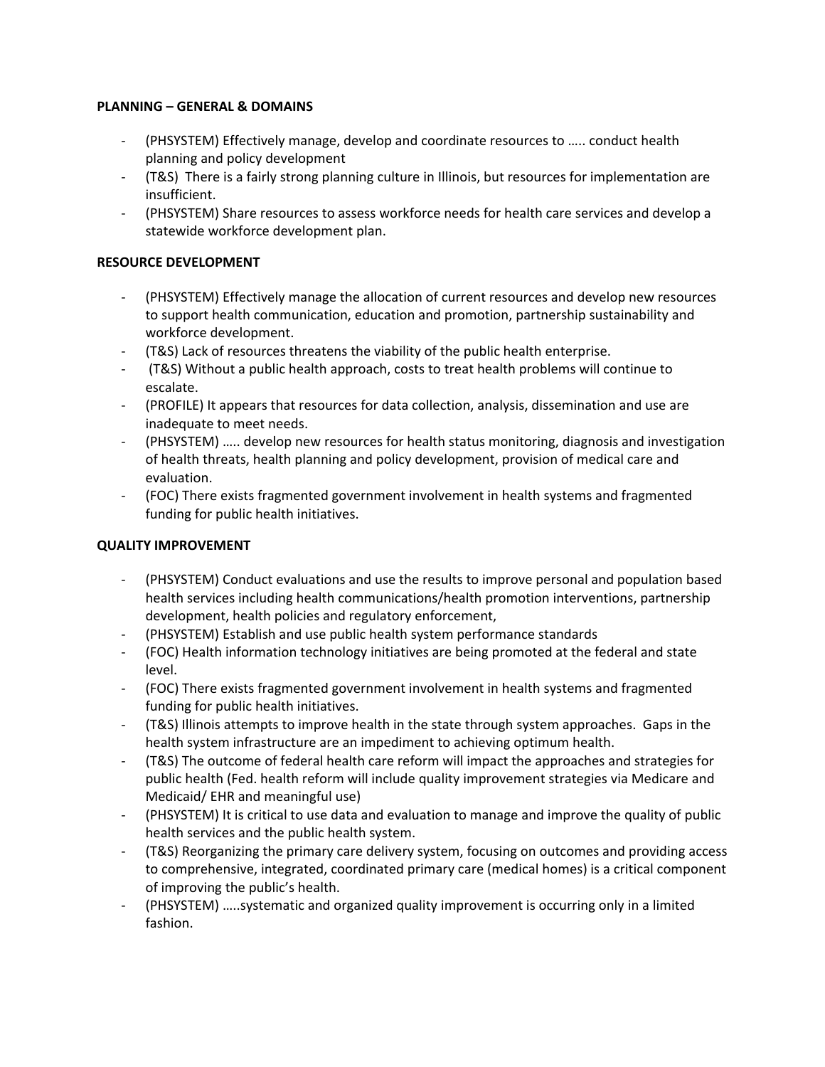**PLANNING – GENERAL & DOMAINS**

- (PHSYSTEM) Effectively manage, develop and coordinate resources to ….. conduct health planning and policy development
- (T&S) There is a fairly strong planning culture in Illinois, but resources for implementation are insufficient.
- (PHSYSTEM) Share resources to assess workforce needs for health care services and develop a statewide workforce development plan.

**RESOURCE DEVELOPMENT**

- (PHSYSTEM) Effectively manage the allocation of current resources and develop new resources to support health communication, education and promotion, partnership sustainability and workforce development.
- (T&S) Lack of resources threatens the viability of the public health enterprise.
- (T&S) Without a public health approach, costs to treat health problems will continue to escalate.
- (PROFILE) It appears that resources for data collection, analysis, dissemination and use are inadequate to meet needs.
- (PHSYSTEM) ….. develop new resources for health status monitoring, diagnosis and investigation of health threats, health planning and policy development, provision of medical care and evaluation.
- (FOC) There exists fragmented government involvement in health systems and fragmented funding for public health initiatives.

**QUALITY IMPROVEMENT**

- (PHSYSTEM) Conduct evaluations and use the results to improve personal and population based health services including health communications/health promotion interventions, partnership development, health policies and regulatory enforcement,
- (PHSYSTEM) Establish and use public health system performance standards
- (FOC) Health information technology initiatives are being promoted at the federal and state level.
- (FOC) There exists fragmented government involvement in health systems and fragmented funding for public health initiatives.
- (T&S) Illinois attempts to improve health in the state through system approaches. Gaps in the health system infrastructure are an impediment to achieving optimum health.
- (T&S) The outcome of federal health care reform will impact the approaches and strategies for public health (Fed. health reform will include quality improvement strategies via Medicare and Medicaid/ EHR and meaningful use)
- (PHSYSTEM) It is critical to use data and evaluation to manage and improve the quality of public health services and the public health system.
- (T&S) Reorganizing the primary care delivery system, focusing on outcomes and providing access to comprehensive, integrated, coordinated primary care (medical homes) is a critical component of improving the public's health.
- (PHSYSTEM) …..systematic and organized quality improvement is occurring only in a limited fashion.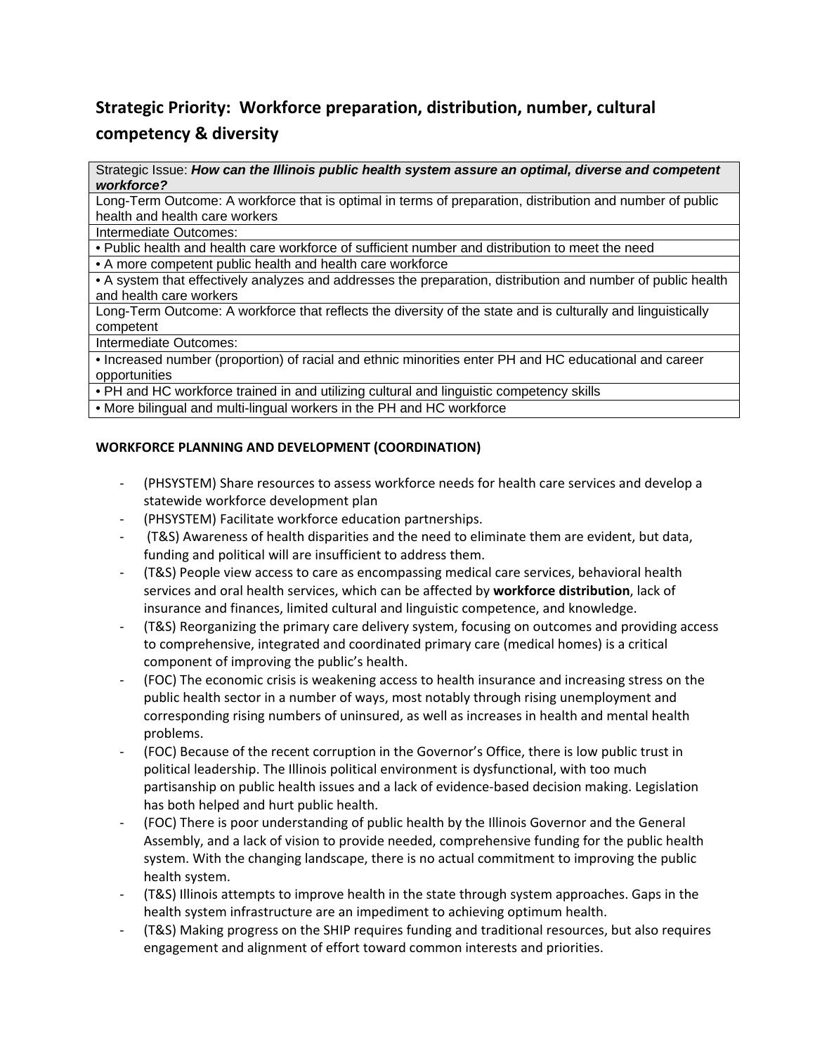## Strategic Priority: Workforce preparation, distribution, number, cultural competency & diversity

| Strategic Issue: ***How can the Illinois public health system assure an optimal, diverse and competent workforce?*** |
|---|
| Long-Term Outcome: A workforce that is optimal in terms of preparation, distribution and number of public health and health care workers |
| Intermediate Outcomes: |
| • Public health and health care workforce of sufficient number and distribution to meet the need |
| • A more competent public health and health care workforce |
| • A system that effectively analyzes and addresses the preparation, distribution and number of public health and health care workers |
| Long-Term Outcome: A workforce that reflects the diversity of the state and is culturally and linguistically competent |
| Intermediate Outcomes: |
| • Increased number (proportion) of racial and ethnic minorities enter PH and HC educational and career opportunities |
| • PH and HC workforce trained in and utilizing cultural and linguistic competency skills |
| • More bilingual and multi-lingual workers in the PH and HC workforce |

**WORKFORCE PLANNING AND DEVELOPMENT (COORDINATION)**

- (PHSYSTEM) Share resources to assess workforce needs for health care services and develop a statewide workforce development plan
- (PHSYSTEM) Facilitate workforce education partnerships.
- (T&S) Awareness of health disparities and the need to eliminate them are evident, but data, funding and political will are insufficient to address them.
- (T&S) People view access to care as encompassing medical care services, behavioral health services and oral health services, which can be affected by **workforce distribution**, lack of insurance and finances, limited cultural and linguistic competence, and knowledge.
- (T&S) Reorganizing the primary care delivery system, focusing on outcomes and providing access to comprehensive, integrated and coordinated primary care (medical homes) is a critical component of improving the public's health.
- (FOC) The economic crisis is weakening access to health insurance and increasing stress on the public health sector in a number of ways, most notably through rising unemployment and corresponding rising numbers of uninsured, as well as increases in health and mental health problems.
- (FOC) Because of the recent corruption in the Governor's Office, there is low public trust in political leadership. The Illinois political environment is dysfunctional, with too much partisanship on public health issues and a lack of evidence-based decision making. Legislation has both helped and hurt public health.
- (FOC) There is poor understanding of public health by the Illinois Governor and the General Assembly, and a lack of vision to provide needed, comprehensive funding for the public health system. With the changing landscape, there is no actual commitment to improving the public health system.
- (T&S) Illinois attempts to improve health in the state through system approaches. Gaps in the health system infrastructure are an impediment to achieving optimum health.
- (T&S) Making progress on the SHIP requires funding and traditional resources, but also requires engagement and alignment of effort toward common interests and priorities.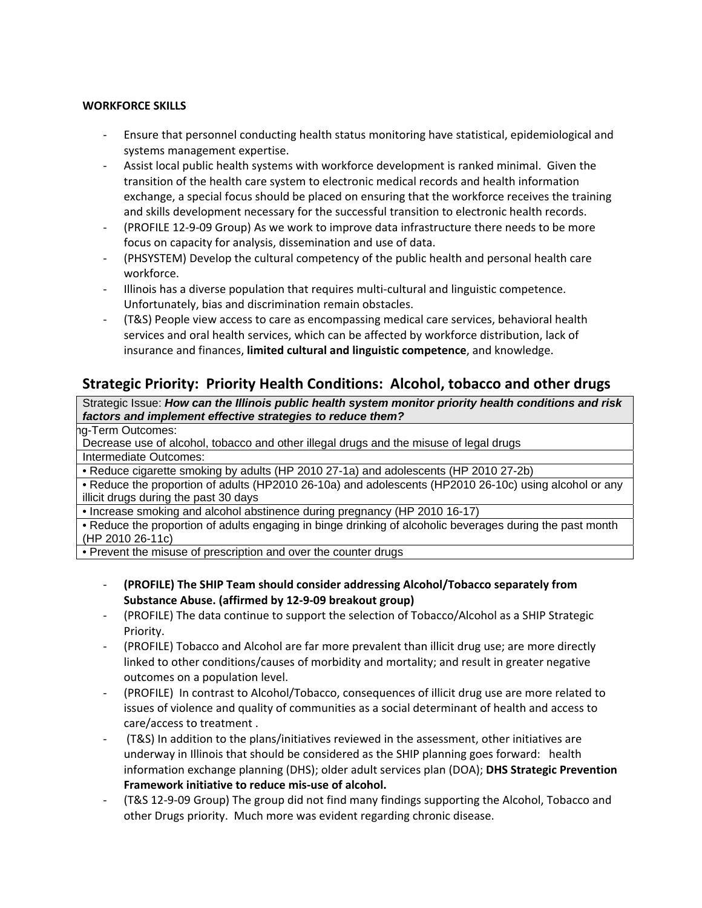**WORKFORCE SKILLS**

- Ensure that personnel conducting health status monitoring have statistical, epidemiological and systems management expertise.
- Assist local public health systems with workforce development is ranked minimal. Given the transition of the health care system to electronic medical records and health information exchange, a special focus should be placed on ensuring that the workforce receives the training and skills development necessary for the successful transition to electronic health records.
- (PROFILE 12-9-09 Group) As we work to improve data infrastructure there needs to be more focus on capacity for analysis, dissemination and use of data.
- (PHSYSTEM) Develop the cultural competency of the public health and personal health care workforce.
- Illinois has a diverse population that requires multi-cultural and linguistic competence. Unfortunately, bias and discrimination remain obstacles.
- (T&S) People view access to care as encompassing medical care services, behavioral health services and oral health services, which can be affected by workforce distribution, lack of insurance and finances, **limited cultural and linguistic competence**, and knowledge.

## Strategic Priority: Priority Health Conditions: Alcohol, tobacco and other drugs

| Strategic Issue: ***How can the Illinois public health system monitor priority health conditions and risk factors and implement effective strategies to reduce them?*** |
|---|
| ng-Term Outcomes: |
| Decrease use of alcohol, tobacco and other illegal drugs and the misuse of legal drugs |
| Intermediate Outcomes: |
| • Reduce cigarette smoking by adults (HP 2010 27-1a) and adolescents (HP 2010 27-2b) |
| • Reduce the proportion of adults (HP2010 26-10a) and adolescents (HP2010 26-10c) using alcohol or any illicit drugs during the past 30 days |
| • Increase smoking and alcohol abstinence during pregnancy (HP 2010 16-17) |
| • Reduce the proportion of adults engaging in binge drinking of alcoholic beverages during the past month (HP 2010 26-11c) |
| • Prevent the misuse of prescription and over the counter drugs |

- **(PROFILE) The SHIP Team should consider addressing Alcohol/Tobacco separately from Substance Abuse. (affirmed by 12-9-09 breakout group)**
- (PROFILE) The data continue to support the selection of Tobacco/Alcohol as a SHIP Strategic Priority.
- (PROFILE) Tobacco and Alcohol are far more prevalent than illicit drug use; are more directly linked to other conditions/causes of morbidity and mortality; and result in greater negative outcomes on a population level.
- (PROFILE) In contrast to Alcohol/Tobacco, consequences of illicit drug use are more related to issues of violence and quality of communities as a social determinant of health and access to care/access to treatment .
- (T&S) In addition to the plans/initiatives reviewed in the assessment, other initiatives are underway in Illinois that should be considered as the SHIP planning goes forward: health information exchange planning (DHS); older adult services plan (DOA); **DHS Strategic Prevention Framework initiative to reduce mis-use of alcohol.**
- (T&S 12-9-09 Group) The group did not find many findings supporting the Alcohol, Tobacco and other Drugs priority. Much more was evident regarding chronic disease.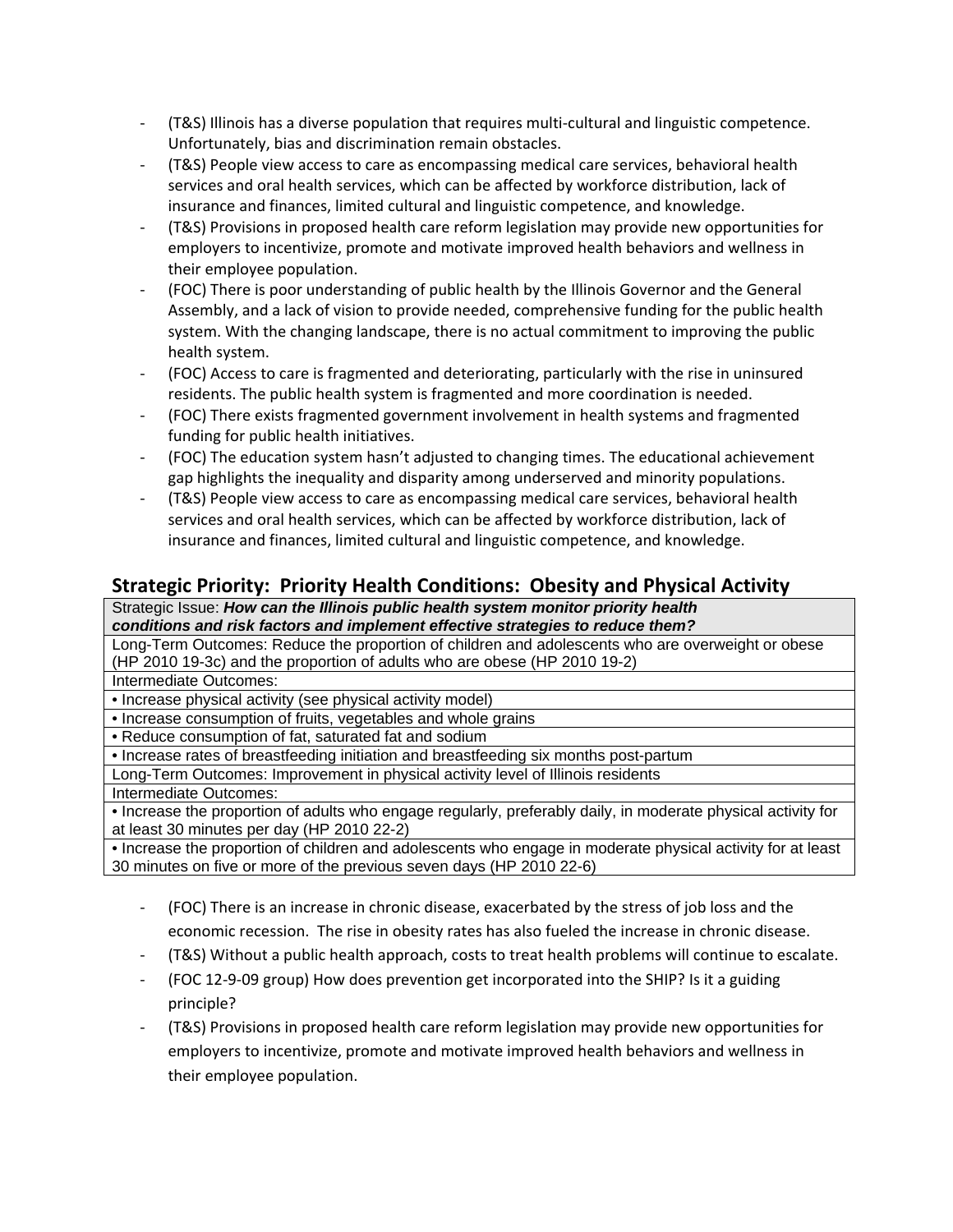- (T&S) Illinois has a diverse population that requires multi-cultural and linguistic competence. Unfortunately, bias and discrimination remain obstacles.
- (T&S) People view access to care as encompassing medical care services, behavioral health services and oral health services, which can be affected by workforce distribution, lack of insurance and finances, limited cultural and linguistic competence, and knowledge.
- (T&S) Provisions in proposed health care reform legislation may provide new opportunities for employers to incentivize, promote and motivate improved health behaviors and wellness in their employee population.
- (FOC) There is poor understanding of public health by the Illinois Governor and the General Assembly, and a lack of vision to provide needed, comprehensive funding for the public health system. With the changing landscape, there is no actual commitment to improving the public health system.
- (FOC) Access to care is fragmented and deteriorating, particularly with the rise in uninsured residents. The public health system is fragmented and more coordination is needed.
- (FOC) There exists fragmented government involvement in health systems and fragmented funding for public health initiatives.
- (FOC) The education system hasn't adjusted to changing times. The educational achievement gap highlights the inequality and disparity among underserved and minority populations.
- (T&S) People view access to care as encompassing medical care services, behavioral health services and oral health services, which can be affected by workforce distribution, lack of insurance and finances, limited cultural and linguistic competence, and knowledge.

## Strategic Priority: Priority Health Conditions: Obesity and Physical Activity

| Strategic Issue: ***How can the Illinois public health system monitor priority health conditions and risk factors and implement effective strategies to reduce them?*** |
|---|
| Long-Term Outcomes: Reduce the proportion of children and adolescents who are overweight or obese (HP 2010 19-3c) and the proportion of adults who are obese (HP 2010 19-2) |
| Intermediate Outcomes: |
| • Increase physical activity (see physical activity model) |
| • Increase consumption of fruits, vegetables and whole grains |
| • Reduce consumption of fat, saturated fat and sodium |
| • Increase rates of breastfeeding initiation and breastfeeding six months post-partum |
| Long-Term Outcomes: Improvement in physical activity level of Illinois residents |
| Intermediate Outcomes: |
| • Increase the proportion of adults who engage regularly, preferably daily, in moderate physical activity for at least 30 minutes per day (HP 2010 22-2) |
| • Increase the proportion of children and adolescents who engage in moderate physical activity for at least 30 minutes on five or more of the previous seven days (HP 2010 22-6) |

- (FOC) There is an increase in chronic disease, exacerbated by the stress of job loss and the economic recession. The rise in obesity rates has also fueled the increase in chronic disease.
- (T&S) Without a public health approach, costs to treat health problems will continue to escalate.
- (FOC 12-9-09 group) How does prevention get incorporated into the SHIP? Is it a guiding principle?
- (T&S) Provisions in proposed health care reform legislation may provide new opportunities for employers to incentivize, promote and motivate improved health behaviors and wellness in their employee population.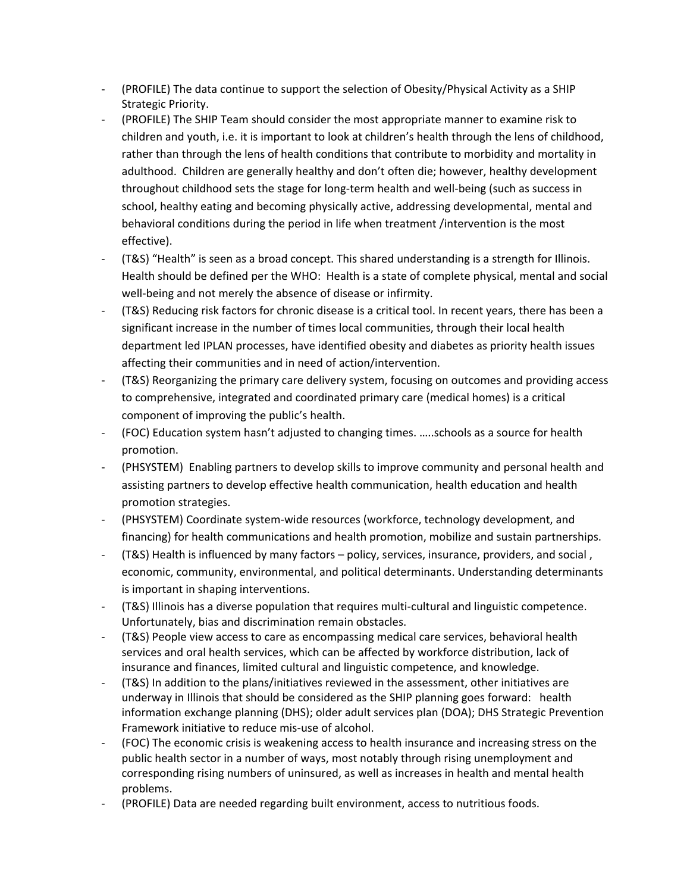- (PROFILE) The data continue to support the selection of Obesity/Physical Activity as a SHIP Strategic Priority.
- (PROFILE) The SHIP Team should consider the most appropriate manner to examine risk to children and youth, i.e. it is important to look at children's health through the lens of childhood, rather than through the lens of health conditions that contribute to morbidity and mortality in adulthood. Children are generally healthy and don't often die; however, healthy development throughout childhood sets the stage for long-term health and well-being (such as success in school, healthy eating and becoming physically active, addressing developmental, mental and behavioral conditions during the period in life when treatment /intervention is the most effective).
- (T&S) "Health" is seen as a broad concept. This shared understanding is a strength for Illinois. Health should be defined per the WHO: Health is a state of complete physical, mental and social well-being and not merely the absence of disease or infirmity.
- (T&S) Reducing risk factors for chronic disease is a critical tool. In recent years, there has been a significant increase in the number of times local communities, through their local health department led IPLAN processes, have identified obesity and diabetes as priority health issues affecting their communities and in need of action/intervention.
- (T&S) Reorganizing the primary care delivery system, focusing on outcomes and providing access to comprehensive, integrated and coordinated primary care (medical homes) is a critical component of improving the public's health.
- (FOC) Education system hasn't adjusted to changing times. …..schools as a source for health promotion.
- (PHSYSTEM) Enabling partners to develop skills to improve community and personal health and assisting partners to develop effective health communication, health education and health promotion strategies.
- (PHSYSTEM) Coordinate system-wide resources (workforce, technology development, and financing) for health communications and health promotion, mobilize and sustain partnerships.
- (T&S) Health is influenced by many factors – policy, services, insurance, providers, and social , economic, community, environmental, and political determinants. Understanding determinants is important in shaping interventions.
- (T&S) Illinois has a diverse population that requires multi-cultural and linguistic competence. Unfortunately, bias and discrimination remain obstacles.
- (T&S) People view access to care as encompassing medical care services, behavioral health services and oral health services, which can be affected by workforce distribution, lack of insurance and finances, limited cultural and linguistic competence, and knowledge.
- (T&S) In addition to the plans/initiatives reviewed in the assessment, other initiatives are underway in Illinois that should be considered as the SHIP planning goes forward: health information exchange planning (DHS); older adult services plan (DOA); DHS Strategic Prevention Framework initiative to reduce mis-use of alcohol.
- (FOC) The economic crisis is weakening access to health insurance and increasing stress on the public health sector in a number of ways, most notably through rising unemployment and corresponding rising numbers of uninsured, as well as increases in health and mental health problems.
- (PROFILE) Data are needed regarding built environment, access to nutritious foods.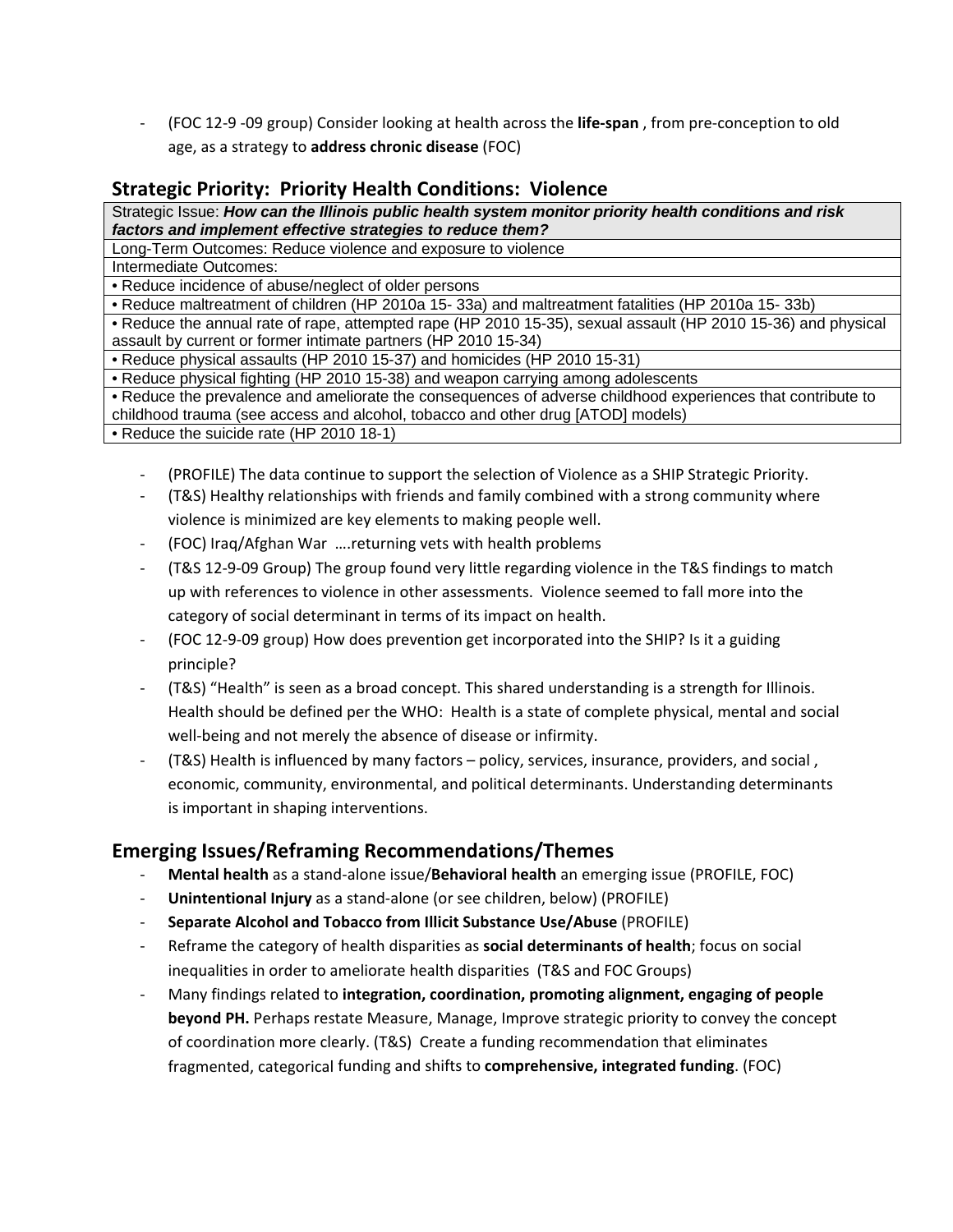- (FOC 12-9 -09 group) Consider looking at health across the **life-span** , from pre-conception to old age, as a strategy to **address chronic disease** (FOC)

## Strategic Priority: Priority Health Conditions: Violence

| Strategic Issue: ***How can the Illinois public health system monitor priority health conditions and risk factors and implement effective strategies to reduce them?*** |
|---|
| Long-Term Outcomes: Reduce violence and exposure to violence |
| Intermediate Outcomes: |
| • Reduce incidence of abuse/neglect of older persons |
| • Reduce maltreatment of children (HP 2010a 15- 33a) and maltreatment fatalities (HP 2010a 15- 33b) |
| • Reduce the annual rate of rape, attempted rape (HP 2010 15-35), sexual assault (HP 2010 15-36) and physical assault by current or former intimate partners (HP 2010 15-34) |
| • Reduce physical assaults (HP 2010 15-37) and homicides (HP 2010 15-31) |
| • Reduce physical fighting (HP 2010 15-38) and weapon carrying among adolescents |
| • Reduce the prevalence and ameliorate the consequences of adverse childhood experiences that contribute to childhood trauma (see access and alcohol, tobacco and other drug [ATOD] models) |
| • Reduce the suicide rate (HP 2010 18-1) |

- (PROFILE) The data continue to support the selection of Violence as a SHIP Strategic Priority.
- (T&S) Healthy relationships with friends and family combined with a strong community where violence is minimized are key elements to making people well.
- (FOC) Iraq/Afghan War ….returning vets with health problems
- (T&S 12-9-09 Group) The group found very little regarding violence in the T&S findings to match up with references to violence in other assessments. Violence seemed to fall more into the category of social determinant in terms of its impact on health.
- (FOC 12-9-09 group) How does prevention get incorporated into the SHIP? Is it a guiding principle?
- (T&S) "Health" is seen as a broad concept. This shared understanding is a strength for Illinois. Health should be defined per the WHO: Health is a state of complete physical, mental and social well-being and not merely the absence of disease or infirmity.
- (T&S) Health is influenced by many factors – policy, services, insurance, providers, and social , economic, community, environmental, and political determinants. Understanding determinants is important in shaping interventions.

## Emerging Issues/Reframing Recommendations/Themes

- **Mental health** as a stand-alone issue/**Behavioral health** an emerging issue (PROFILE, FOC)
- **Unintentional Injury** as a stand-alone (or see children, below) (PROFILE)
- **Separate Alcohol and Tobacco from Illicit Substance Use/Abuse** (PROFILE)
- Reframe the category of health disparities as **social determinants of health**; focus on social inequalities in order to ameliorate health disparities (T&S and FOC Groups)
- Many findings related to **integration, coordination, promoting alignment, engaging of people beyond PH.** Perhaps restate Measure, Manage, Improve strategic priority to convey the concept of coordination more clearly. (T&S) Create a funding recommendation that eliminates fragmented, categorical funding and shifts to **comprehensive, integrated funding**. (FOC)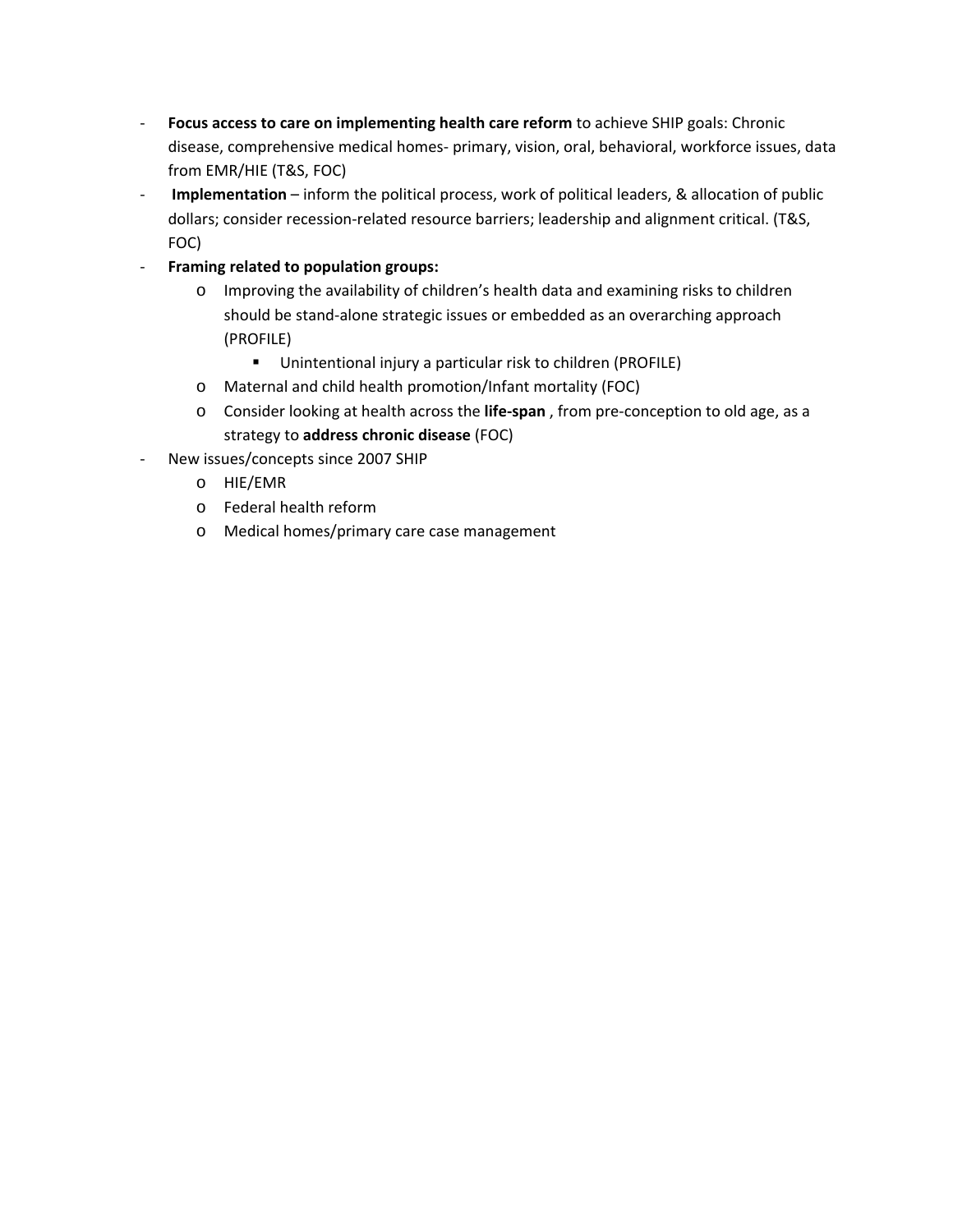- **Focus access to care on implementing health care reform** to achieve SHIP goals: Chronic disease, comprehensive medical homes- primary, vision, oral, behavioral, workforce issues, data from EMR/HIE (T&S, FOC)
- **Implementation** – inform the political process, work of political leaders, & allocation of public dollars; consider recession-related resource barriers; leadership and alignment critical. (T&S, FOC)
- **Framing related to population groups:**
  - Improving the availability of children's health data and examining risks to children should be stand-alone strategic issues or embedded as an overarching approach (PROFILE)
    - Unintentional injury a particular risk to children (PROFILE)
  - Maternal and child health promotion/Infant mortality (FOC)
  - Consider looking at health across the **life-span** , from pre-conception to old age, as a strategy to **address chronic disease** (FOC)
- New issues/concepts since 2007 SHIP
  - HIE/EMR
  - Federal health reform
  - Medical homes/primary care case management